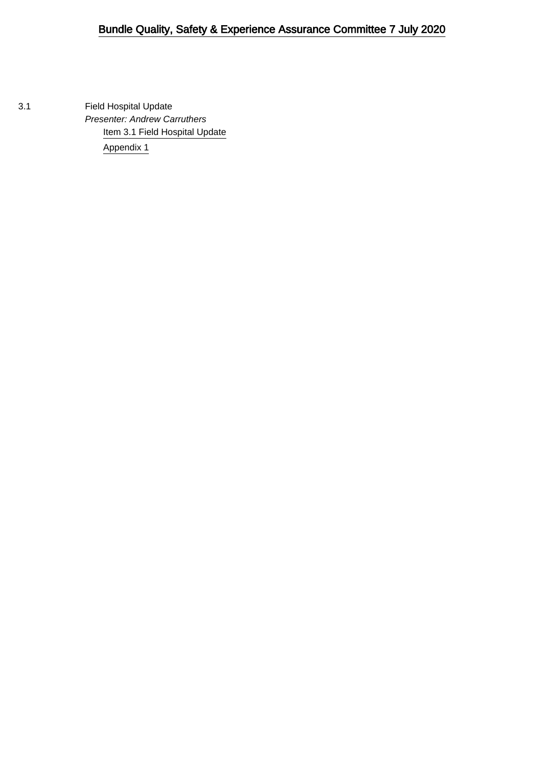# Bundle Quality, Safety & Experience Assurance Committee 7 July 2020

3.1 Field Hospital Update

*Presenter: Andrew Carruthers*

Item 3.1 Field Hospital Update

Appendix 1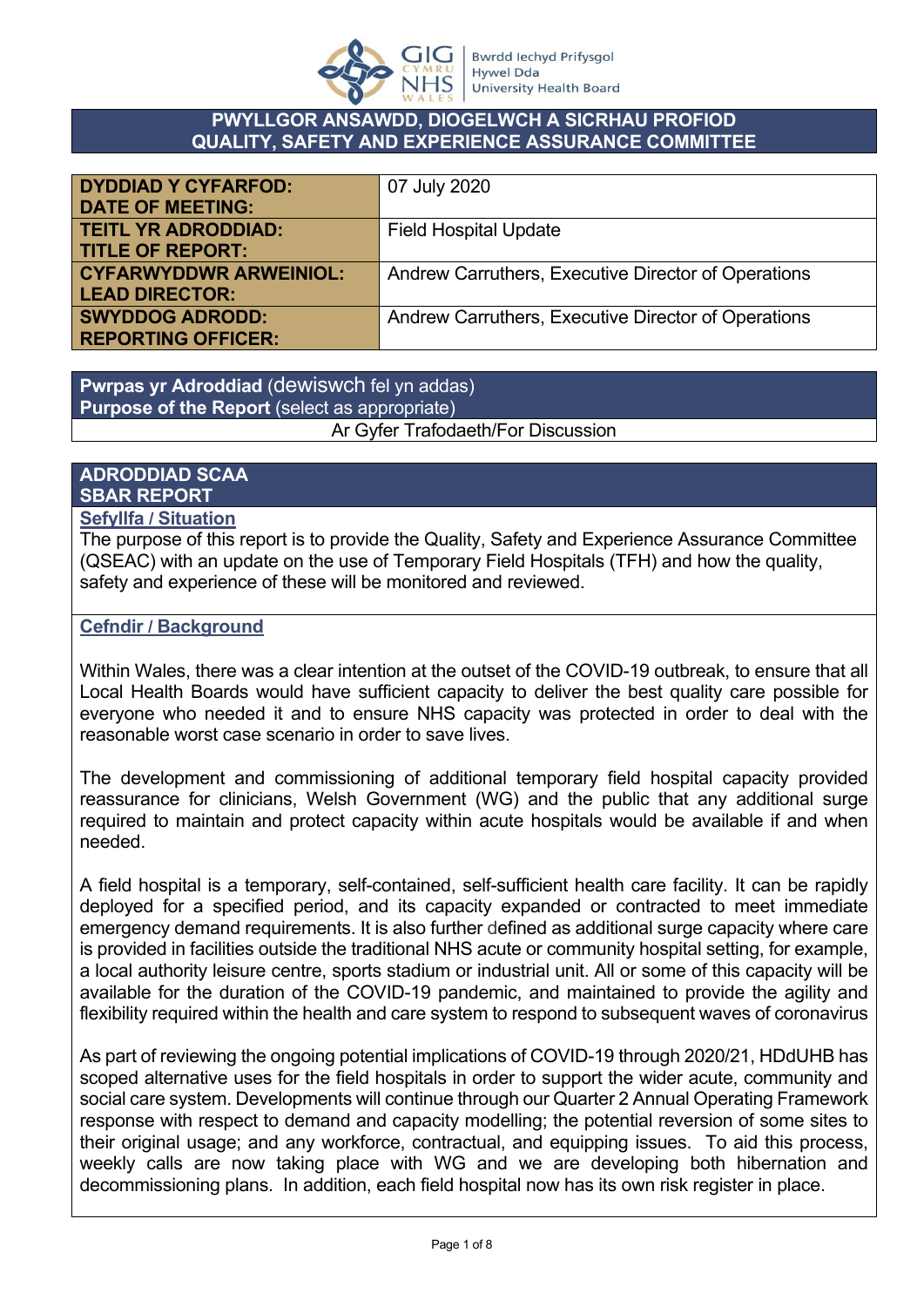**PWYLLGOR ANSAWDD, DIOGELWCH A SICRHAU PROFIOD**
**QUALITY, SAFETY AND EXPERIENCE ASSURANCE COMMITTEE**

| | |
|---|---|
| **DYDDIAD Y CYFARFOD: DATE OF MEETING:** | 07 July 2020 |
| **TEITL YR ADRODDIAD: TITLE OF REPORT:** | Field Hospital Update |
| **CYFARWYDDWR ARWEINIOL: LEAD DIRECTOR:** | Andrew Carruthers, Executive Director of Operations |
| **SWYDDOG ADRODD: REPORTING OFFICER:** | Andrew Carruthers, Executive Director of Operations |

| |
|---|
| **Pwrpas yr Adroddiad** (dewiswch fel yn addas) **Purpose of the Report** (select as appropriate) |
| Ar Gyfer Trafodaeth/For Discussion |

## ADRODDIAD SCAA
## SBAR REPORT

### Sefyllfa / Situation

The purpose of this report is to provide the Quality, Safety and Experience Assurance Committee (QSEAC) with an update on the use of Temporary Field Hospitals (TFH) and how the quality, safety and experience of these will be monitored and reviewed.

### Cefndir / Background

Within Wales, there was a clear intention at the outset of the COVID-19 outbreak, to ensure that all Local Health Boards would have sufficient capacity to deliver the best quality care possible for everyone who needed it and to ensure NHS capacity was protected in order to deal with the reasonable worst case scenario in order to save lives.

The development and commissioning of additional temporary field hospital capacity provided reassurance for clinicians, Welsh Government (WG) and the public that any additional surge required to maintain and protect capacity within acute hospitals would be available if and when needed.

A field hospital is a temporary, self-contained, self-sufficient health care facility. It can be rapidly deployed for a specified period, and its capacity expanded or contracted to meet immediate emergency demand requirements. It is also further defined as additional surge capacity where care is provided in facilities outside the traditional NHS acute or community hospital setting, for example, a local authority leisure centre, sports stadium or industrial unit. All or some of this capacity will be available for the duration of the COVID-19 pandemic, and maintained to provide the agility and flexibility required within the health and care system to respond to subsequent waves of coronavirus

As part of reviewing the ongoing potential implications of COVID-19 through 2020/21, HDdUHB has scoped alternative uses for the field hospitals in order to support the wider acute, community and social care system. Developments will continue through our Quarter 2 Annual Operating Framework response with respect to demand and capacity modelling; the potential reversion of some sites to their original usage; and any workforce, contractual, and equipping issues. To aid this process, weekly calls are now taking place with WG and we are developing both hibernation and decommissioning plans. In addition, each field hospital now has its own risk register in place.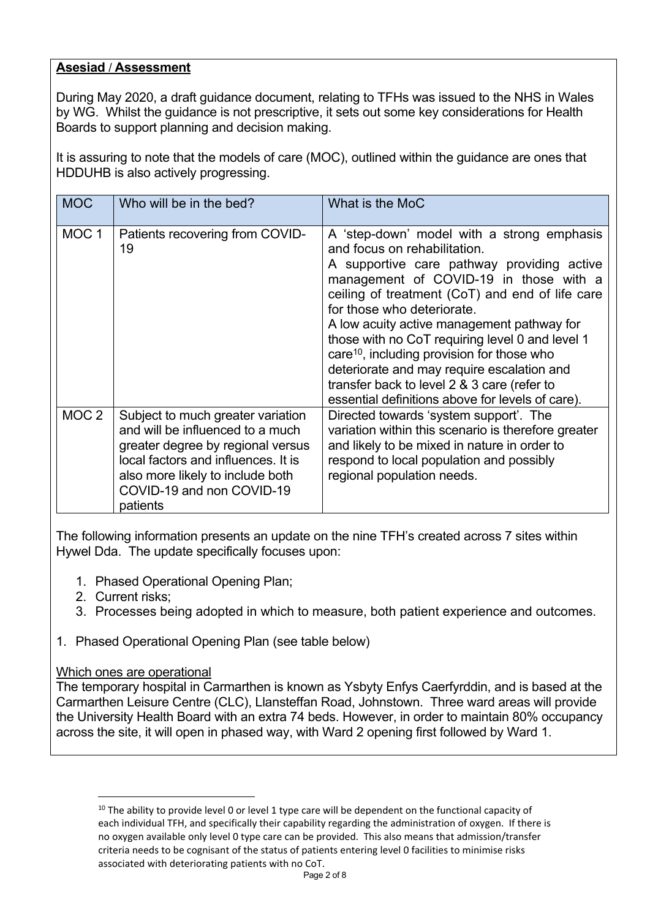**Asesiad / Assessment**

During May 2020, a draft guidance document, relating to TFHs was issued to the NHS in Wales by WG. Whilst the guidance is not prescriptive, it sets out some key considerations for Health Boards to support planning and decision making.

It is assuring to note that the models of care (MOC), outlined within the guidance are ones that HDDUHB is also actively progressing.

| MOC | Who will be in the bed? | What is the MoC |
|---|---|---|
| MOC 1 | Patients recovering from COVID-19 | A 'step-down' model with a strong emphasis and focus on rehabilitation.<br>A supportive care pathway providing active management of COVID-19 in those with a ceiling of treatment (CoT) and end of life care for those who deteriorate.<br>A low acuity active management pathway for those with no CoT requiring level 0 and level 1 care[10], including provision for those who deteriorate and may require escalation and transfer back to level 2 & 3 care (refer to essential definitions above for levels of care). |
| MOC 2 | Subject to much greater variation and will be influenced to a much greater degree by regional versus local factors and influences. It is also more likely to include both COVID-19 and non COVID-19 patients | Directed towards 'system support'. The variation within this scenario is therefore greater and likely to be mixed in nature in order to respond to local population and possibly regional population needs. |

The following information presents an update on the nine TFH's created across 7 sites within Hywel Dda. The update specifically focuses upon:

1. Phased Operational Opening Plan;
2. Current risks;
3. Processes being adopted in which to measure, both patient experience and outcomes.

1. Phased Operational Opening Plan (see table below)

Which ones are operational

The temporary hospital in Carmarthen is known as Ysbyty Enfys Caerfyrddin, and is based at the Carmarthen Leisure Centre (CLC), Llansteffan Road, Johnstown. Three ward areas will provide the University Health Board with an extra 74 beds. However, in order to maintain 80% occupancy across the site, it will open in phased way, with Ward 2 opening first followed by Ward 1.

[10] The ability to provide level 0 or level 1 type care will be dependent on the functional capacity of each individual TFH, and specifically their capability regarding the administration of oxygen. If there is no oxygen available only level 0 type care can be provided. This also means that admission/transfer criteria needs to be cognisant of the status of patients entering level 0 facilities to minimise risks associated with deteriorating patients with no CoT.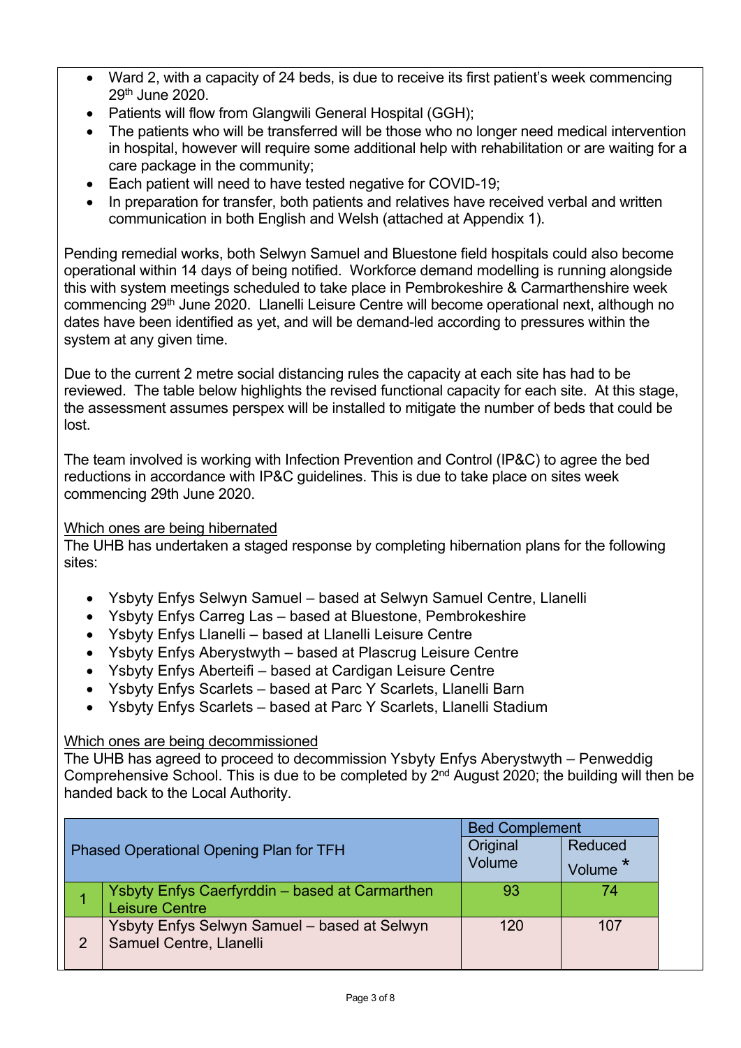- Ward 2, with a capacity of 24 beds, is due to receive its first patient's week commencing 29th June 2020.
- Patients will flow from Glangwili General Hospital (GGH);
- The patients who will be transferred will be those who no longer need medical intervention in hospital, however will require some additional help with rehabilitation or are waiting for a care package in the community;
- Each patient will need to have tested negative for COVID-19;
- In preparation for transfer, both patients and relatives have received verbal and written communication in both English and Welsh (attached at Appendix 1).

Pending remedial works, both Selwyn Samuel and Bluestone field hospitals could also become operational within 14 days of being notified. Workforce demand modelling is running alongside this with system meetings scheduled to take place in Pembrokeshire & Carmarthenshire week commencing 29th June 2020. Llanelli Leisure Centre will become operational next, although no dates have been identified as yet, and will be demand-led according to pressures within the system at any given time.

Due to the current 2 metre social distancing rules the capacity at each site has had to be reviewed. The table below highlights the revised functional capacity for each site. At this stage, the assessment assumes perspex will be installed to mitigate the number of beds that could be lost.

The team involved is working with Infection Prevention and Control (IP&C) to agree the bed reductions in accordance with IP&C guidelines. This is due to take place on sites week commencing 29th June 2020.

<u>Which ones are being hibernated</u>

The UHB has undertaken a staged response by completing hibernation plans for the following sites:

- Ysbyty Enfys Selwyn Samuel – based at Selwyn Samuel Centre, Llanelli
- Ysbyty Enfys Carreg Las – based at Bluestone, Pembrokeshire
- Ysbyty Enfys Llanelli – based at Llanelli Leisure Centre
- Ysbyty Enfys Aberystwyth – based at Plascrug Leisure Centre
- Ysbyty Enfys Aberteifi – based at Cardigan Leisure Centre
- Ysbyty Enfys Scarlets – based at Parc Y Scarlets, Llanelli Barn
- Ysbyty Enfys Scarlets – based at Parc Y Scarlets, Llanelli Stadium

<u>Which ones are being decommissioned</u>

The UHB has agreed to proceed to decommission Ysbyty Enfys Aberystwyth – Penweddig Comprehensive School. This is due to be completed by 2nd August 2020; the building will then be handed back to the Local Authority.

| Phased Operational Opening Plan for TFH | | Bed Complement | |
|---|---|---|---|
| | | Original Volume | Reduced Volume * |
| 1 | Ysbyty Enfys Caerfyrddin – based at Carmarthen Leisure Centre | 93 | 74 |
| 2 | Ysbyty Enfys Selwyn Samuel – based at Selwyn Samuel Centre, Llanelli | 120 | 107 |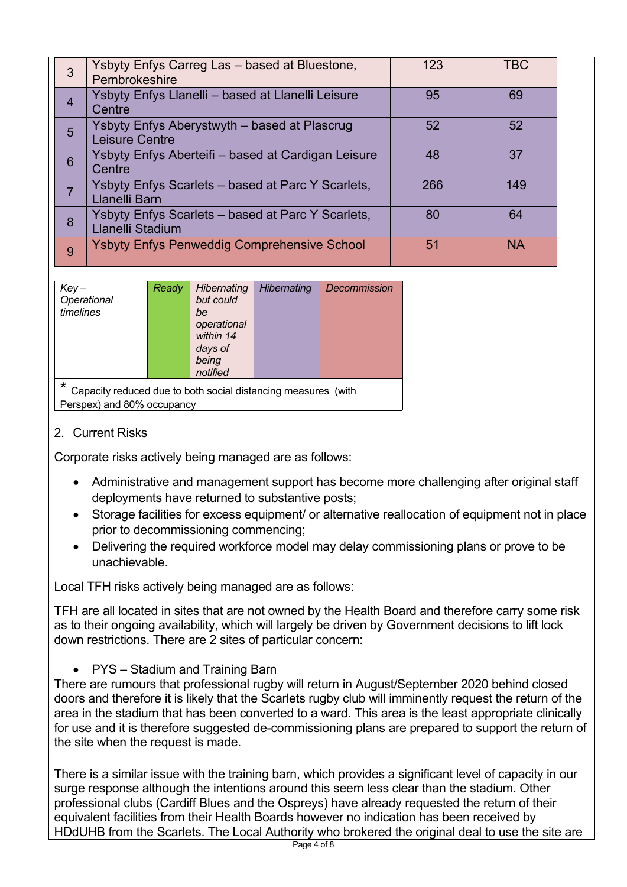| 3 | Ysbyty Enfys Carreg Las – based at Bluestone, Pembrokeshire | 123 | TBC |
|---|---|---|---|
| 4 | Ysbyty Enfys Llanelli – based at Llanelli Leisure Centre | 95 | 69 |
| 5 | Ysbyty Enfys Aberystwyth – based at Plascrug Leisure Centre | 52 | 52 |
| 6 | Ysbyty Enfys Aberteifi – based at Cardigan Leisure Centre | 48 | 37 |
| 7 | Ysbyty Enfys Scarlets – based at Parc Y Scarlets, Llanelli Barn | 266 | 149 |
| 8 | Ysbyty Enfys Scarlets – based at Parc Y Scarlets, Llanelli Stadium | 80 | 64 |
| 9 | Ysbyty Enfys Penweddig Comprehensive School | 51 | NA |

| *Key – Operational timelines* | *Ready* | *Hibernating but could be operational within 14 days of being notified* | *Hibernating* | *Decommission* |
|---|---|---|---|---|
| * Capacity reduced due to both social distancing measures (with Perspex) and 80% occupancy | | | | |

2. Current Risks

Corporate risks actively being managed are as follows:

- Administrative and management support has become more challenging after original staff deployments have returned to substantive posts;
- Storage facilities for excess equipment/ or alternative reallocation of equipment not in place prior to decommissioning commencing;
- Delivering the required workforce model may delay commissioning plans or prove to be unachievable.

Local TFH risks actively being managed are as follows:

TFH are all located in sites that are not owned by the Health Board and therefore carry some risk as to their ongoing availability, which will largely be driven by Government decisions to lift lock down restrictions. There are 2 sites of particular concern:

- PYS – Stadium and Training Barn

There are rumours that professional rugby will return in August/September 2020 behind closed doors and therefore it is likely that the Scarlets rugby club will imminently request the return of the area in the stadium that has been converted to a ward. This area is the least appropriate clinically for use and it is therefore suggested de-commissioning plans are prepared to support the return of the site when the request is made.

There is a similar issue with the training barn, which provides a significant level of capacity in our surge response although the intentions around this seem less clear than the stadium. Other professional clubs (Cardiff Blues and the Ospreys) have already requested the return of their equivalent facilities from their Health Boards however no indication has been received by HDdUHB from the Scarlets. The Local Authority who brokered the original deal to use the site are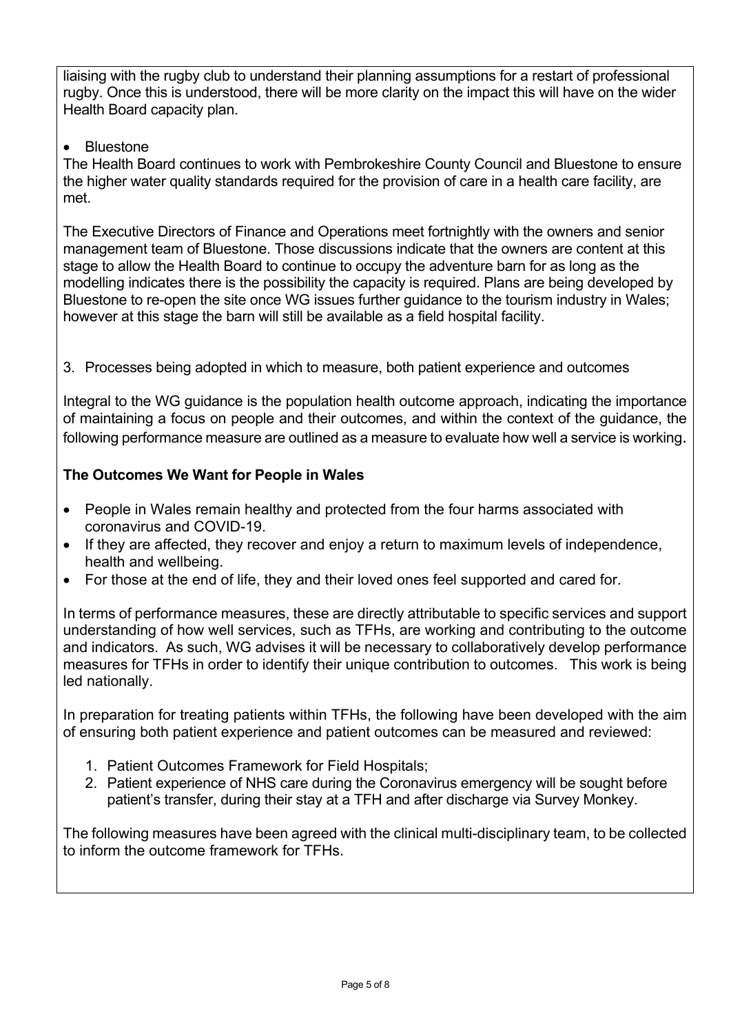liaising with the rugby club to understand their planning assumptions for a restart of professional rugby. Once this is understood, there will be more clarity on the impact this will have on the wider Health Board capacity plan.

- Bluestone

The Health Board continues to work with Pembrokeshire County Council and Bluestone to ensure the higher water quality standards required for the provision of care in a health care facility, are met.

The Executive Directors of Finance and Operations meet fortnightly with the owners and senior management team of Bluestone. Those discussions indicate that the owners are content at this stage to allow the Health Board to continue to occupy the adventure barn for as long as the modelling indicates there is the possibility the capacity is required. Plans are being developed by Bluestone to re-open the site once WG issues further guidance to the tourism industry in Wales; however at this stage the barn will still be available as a field hospital facility.

3. Processes being adopted in which to measure, both patient experience and outcomes

Integral to the WG guidance is the population health outcome approach, indicating the importance of maintaining a focus on people and their outcomes, and within the context of the guidance, the following performance measure are outlined as a measure to evaluate how well a service is working.

**The Outcomes We Want for People in Wales**

- People in Wales remain healthy and protected from the four harms associated with coronavirus and COVID-19.
- If they are affected, they recover and enjoy a return to maximum levels of independence, health and wellbeing.
- For those at the end of life, they and their loved ones feel supported and cared for.

In terms of performance measures, these are directly attributable to specific services and support understanding of how well services, such as TFHs, are working and contributing to the outcome and indicators. As such, WG advises it will be necessary to collaboratively develop performance measures for TFHs in order to identify their unique contribution to outcomes. This work is being led nationally.

In preparation for treating patients within TFHs, the following have been developed with the aim of ensuring both patient experience and patient outcomes can be measured and reviewed:

1. Patient Outcomes Framework for Field Hospitals;
2. Patient experience of NHS care during the Coronavirus emergency will be sought before patient's transfer, during their stay at a TFH and after discharge via Survey Monkey.

The following measures have been agreed with the clinical multi-disciplinary team, to be collected to inform the outcome framework for TFHs.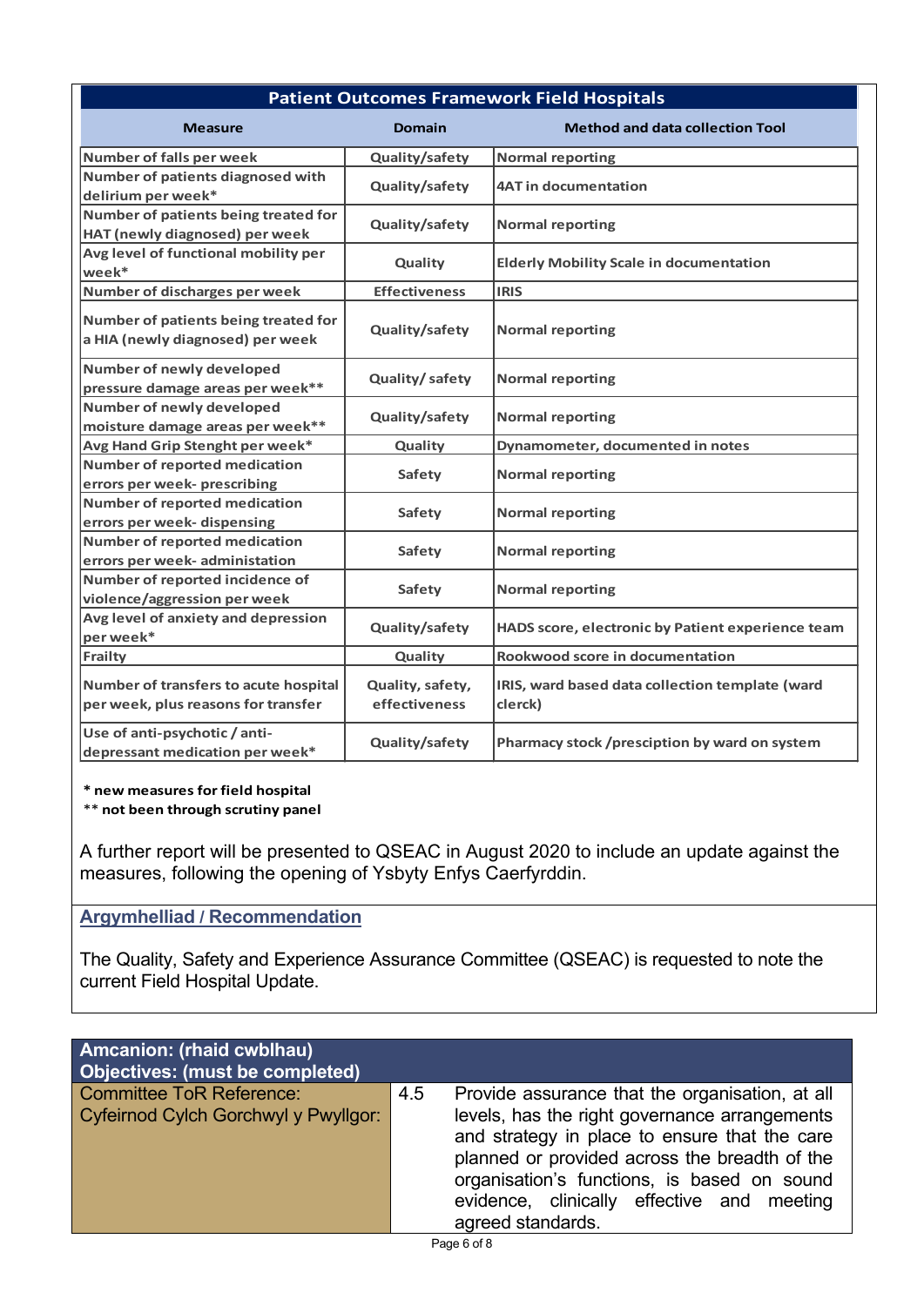| Patient Outcomes Framework Field Hospitals | | |
|---|---|---|
| **Measure** | **Domain** | **Method and data collection Tool** |
| Number of falls per week | Quality/safety | Normal reporting |
| Number of patients diagnosed with delirium per week* | Quality/safety | 4AT in documentation |
| Number of patients being treated for HAT (newly diagnosed) per week | Quality/safety | Normal reporting |
| Avg level of functional mobility per week* | Quality | Elderly Mobility Scale in documentation |
| Number of discharges per week | Effectiveness | IRIS |
| Number of patients being treated for a HIA (newly diagnosed) per week | Quality/safety | Normal reporting |
| Number of newly developed pressure damage areas per week** | Quality/ safety | Normal reporting |
| Number of newly developed moisture damage areas per week** | Quality/safety | Normal reporting |
| Avg Hand Grip Stenght per week* | Quality | Dynamometer, documented in notes |
| Number of reported medication errors per week- prescribing | Safety | Normal reporting |
| Number of reported medication errors per week- dispensing | Safety | Normal reporting |
| Number of reported medication errors per week- administation | Safety | Normal reporting |
| Number of reported incidence of violence/aggression per week | Safety | Normal reporting |
| Avg level of anxiety and depression per week* | Quality/safety | HADS score, electronic by Patient experience team |
| Frailty | Quality | Rookwood score in documentation |
| Number of transfers to acute hospital per week, plus reasons for transfer | Quality, safety, effectiveness | IRIS, ward based data collection template (ward clerck) |
| Use of anti-psychotic / anti-depressant medication per week* | Quality/safety | Pharmacy stock /presciption by ward on system |

**\* new measures for field hospital**
**\*\* not been through scrutiny panel**

A further report will be presented to QSEAC in August 2020 to include an update against the measures, following the opening of Ysbyty Enfys Caerfyrddin.

## Argymhelliad / Recommendation

The Quality, Safety and Experience Assurance Committee (QSEAC) is requested to note the current Field Hospital Update.

| **Amcanion: (rhaid cwblhau)**<br>**Objectives: (must be completed)** | | |
|---|---|---|
| Committee ToR Reference:<br>Cyfeirnod Cylch Gorchwyl y Pwyllgor: | 4.5 | Provide assurance that the organisation, at all levels, has the right governance arrangements and strategy in place to ensure that the care planned or provided across the breadth of the organisation's functions, is based on sound evidence, clinically effective and meeting agreed standards. |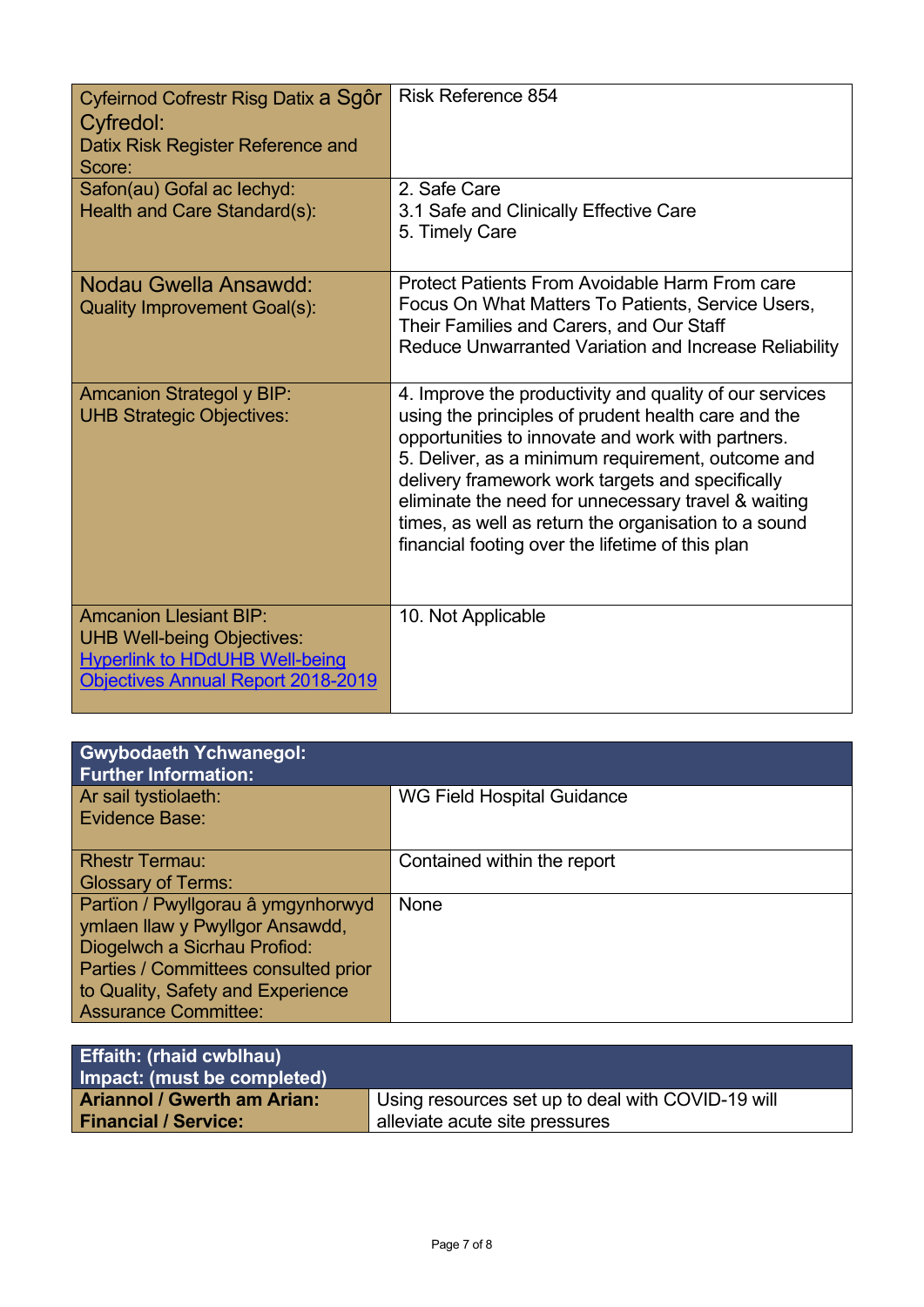| Cyfeirnod Cofrestr Risg Datix a Sgôr Cyfredol:<br>Datix Risk Register Reference and Score: | Risk Reference 854 |
|---|---|
| Safon(au) Gofal ac Iechyd:<br>Health and Care Standard(s): | 2. Safe Care<br>3.1 Safe and Clinically Effective Care<br>5. Timely Care |
| Nodau Gwella Ansawdd:<br>Quality Improvement Goal(s): | Protect Patients From Avoidable Harm From care<br>Focus On What Matters To Patients, Service Users, Their Families and Carers, and Our Staff<br>Reduce Unwarranted Variation and Increase Reliability |
| Amcanion Strategol y BIP:<br>UHB Strategic Objectives: | 4. Improve the productivity and quality of our services using the principles of prudent health care and the opportunities to innovate and work with partners.<br>5. Deliver, as a minimum requirement, outcome and delivery framework work targets and specifically eliminate the need for unnecessary travel & waiting times, as well as return the organisation to a sound financial footing over the lifetime of this plan |
| Amcanion Llesiant BIP:<br>UHB Well-being Objectives:<br>[Hyperlink to HDdUHB Well-being Objectives Annual Report 2018-2019] | 10. Not Applicable |

| **Gwybodaeth Ychwanegol:<br>Further Information:** | |
|---|---|
| Ar sail tystiolaeth:<br>Evidence Base: | WG Field Hospital Guidance |
| Rhestr Termau:<br>Glossary of Terms: | Contained within the report |
| Partïon / Pwyllgorau â ymgynhorwyd ymlaen llaw y Pwyllgor Ansawdd, Diogelwch a Sicrhau Profiod:<br>Parties / Committees consulted prior to Quality, Safety and Experience Assurance Committee: | None |

| **Effaith: (rhaid cwblhau)<br>Impact: (must be completed)** | |
|---|---|
| **Ariannol / Gwerth am Arian:<br>Financial / Service:** | Using resources set up to deal with COVID-19 will alleviate acute site pressures |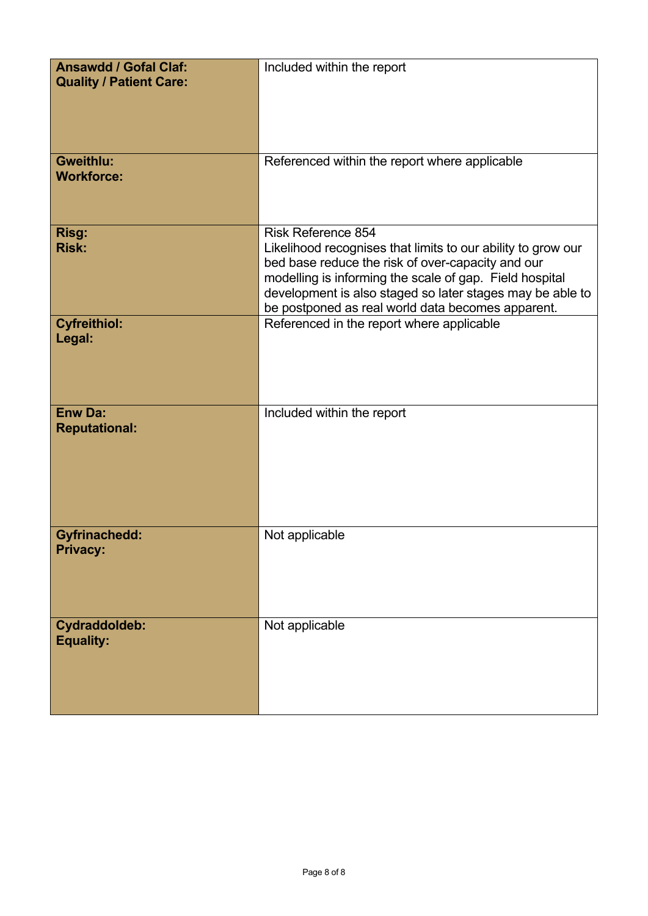| | |
|---|---|
| **Ansawdd / Gofal Claf:**<br>**Quality / Patient Care:** | Included within the report |
| **Gweithlu:**<br>**Workforce:** | Referenced within the report where applicable |
| **Risg:**<br>**Risk:** | Risk Reference 854<br>Likelihood recognises that limits to our ability to grow our bed base reduce the risk of over-capacity and our modelling is informing the scale of gap. Field hospital development is also staged so later stages may be able to be postponed as real world data becomes apparent. |
| **Cyfreithiol:**<br>**Legal:** | Referenced in the report where applicable |
| **Enw Da:**<br>**Reputational:** | Included within the report |
| **Gyfrinachedd:**<br>**Privacy:** | Not applicable |
| **Cydraddoldeb:**<br>**Equality:** | Not applicable |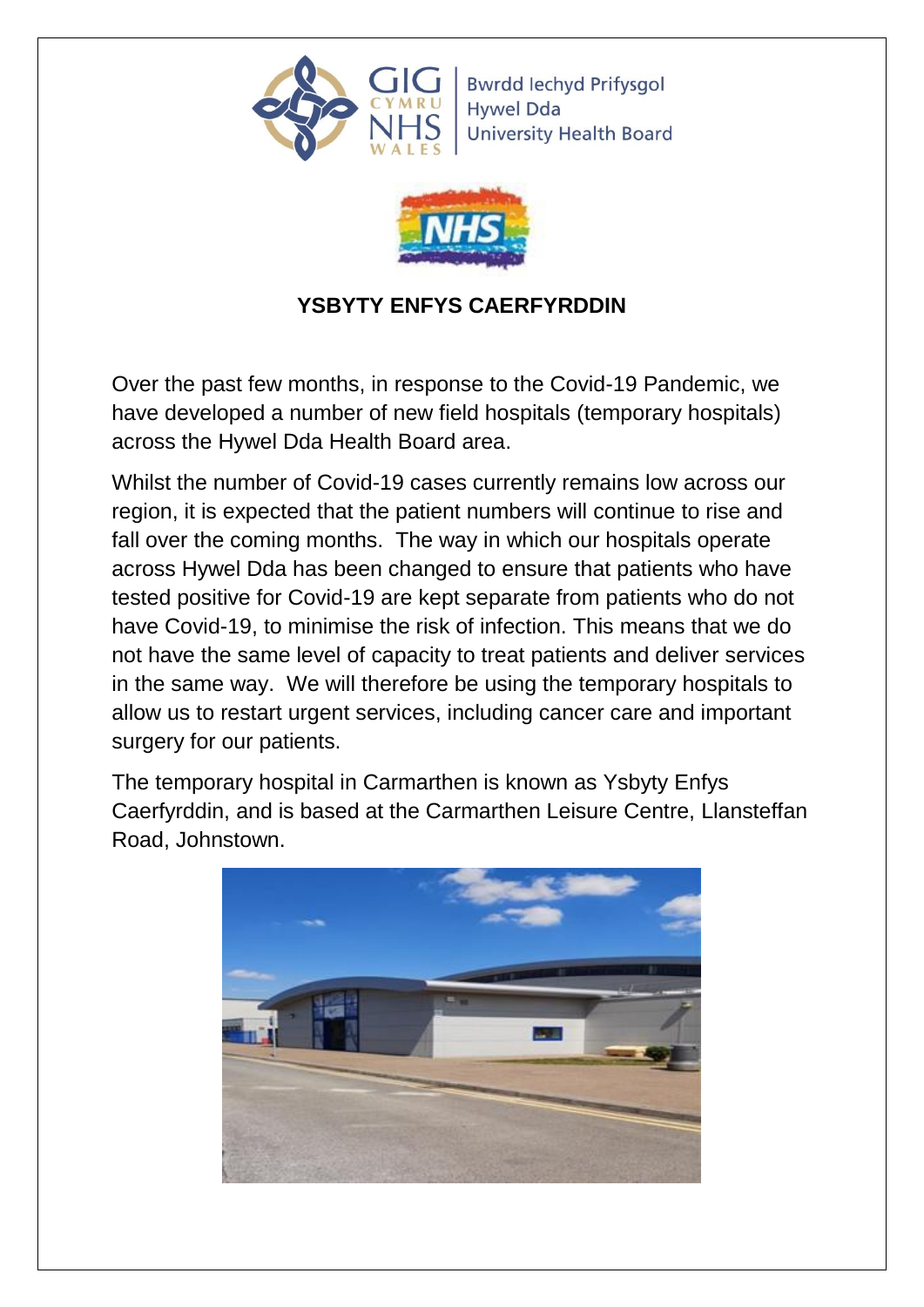Bwrdd Iechyd Prifysgol Hywel Dda University Health Board

## YSBYTY ENFYS CAERFYRDDIN

Over the past few months, in response to the Covid-19 Pandemic, we have developed a number of new field hospitals (temporary hospitals) across the Hywel Dda Health Board area.

Whilst the number of Covid-19 cases currently remains low across our region, it is expected that the patient numbers will continue to rise and fall over the coming months. The way in which our hospitals operate across Hywel Dda has been changed to ensure that patients who have tested positive for Covid-19 are kept separate from patients who do not have Covid-19, to minimise the risk of infection. This means that we do not have the same level of capacity to treat patients and deliver services in the same way. We will therefore be using the temporary hospitals to allow us to restart urgent services, including cancer care and important surgery for our patients.

The temporary hospital in Carmarthen is known as Ysbyty Enfys Caerfyrddin, and is based at the Carmarthen Leisure Centre, Llansteffan Road, Johnstown.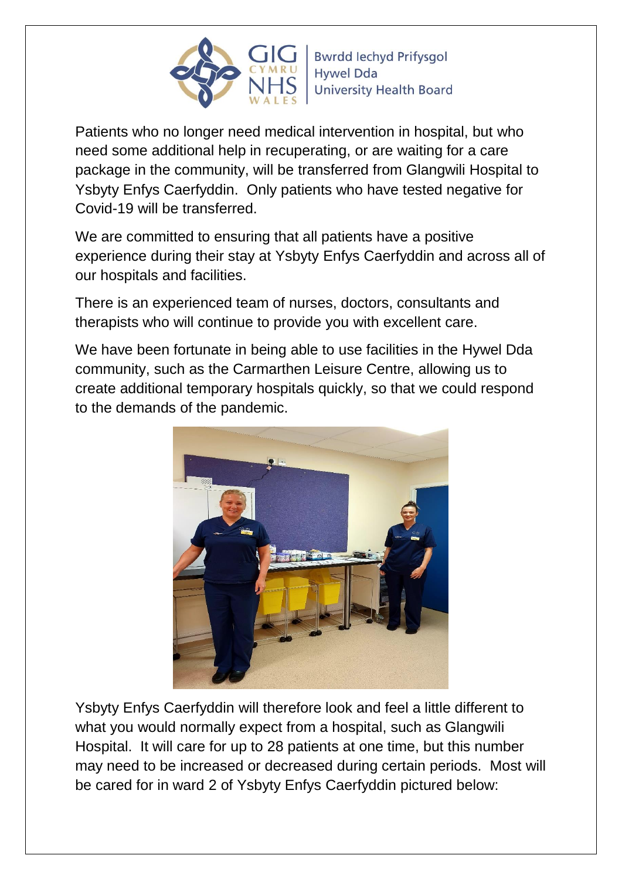Bwrdd Iechyd Prifysgol Hywel Dda University Health Board

Patients who no longer need medical intervention in hospital, but who need some additional help in recuperating, or are waiting for a care package in the community, will be transferred from Glangwili Hospital to Ysbyty Enfys Caerfyddin. Only patients who have tested negative for Covid-19 will be transferred.

We are committed to ensuring that all patients have a positive experience during their stay at Ysbyty Enfys Caerfyddin and across all of our hospitals and facilities.

There is an experienced team of nurses, doctors, consultants and therapists who will continue to provide you with excellent care.

We have been fortunate in being able to use facilities in the Hywel Dda community, such as the Carmarthen Leisure Centre, allowing us to create additional temporary hospitals quickly, so that we could respond to the demands of the pandemic.

Ysbyty Enfys Caerfyddin will therefore look and feel a little different to what you would normally expect from a hospital, such as Glangwili Hospital. It will care for up to 28 patients at one time, but this number may need to be increased or decreased during certain periods. Most will be cared for in ward 2 of Ysbyty Enfys Caerfyddin pictured below: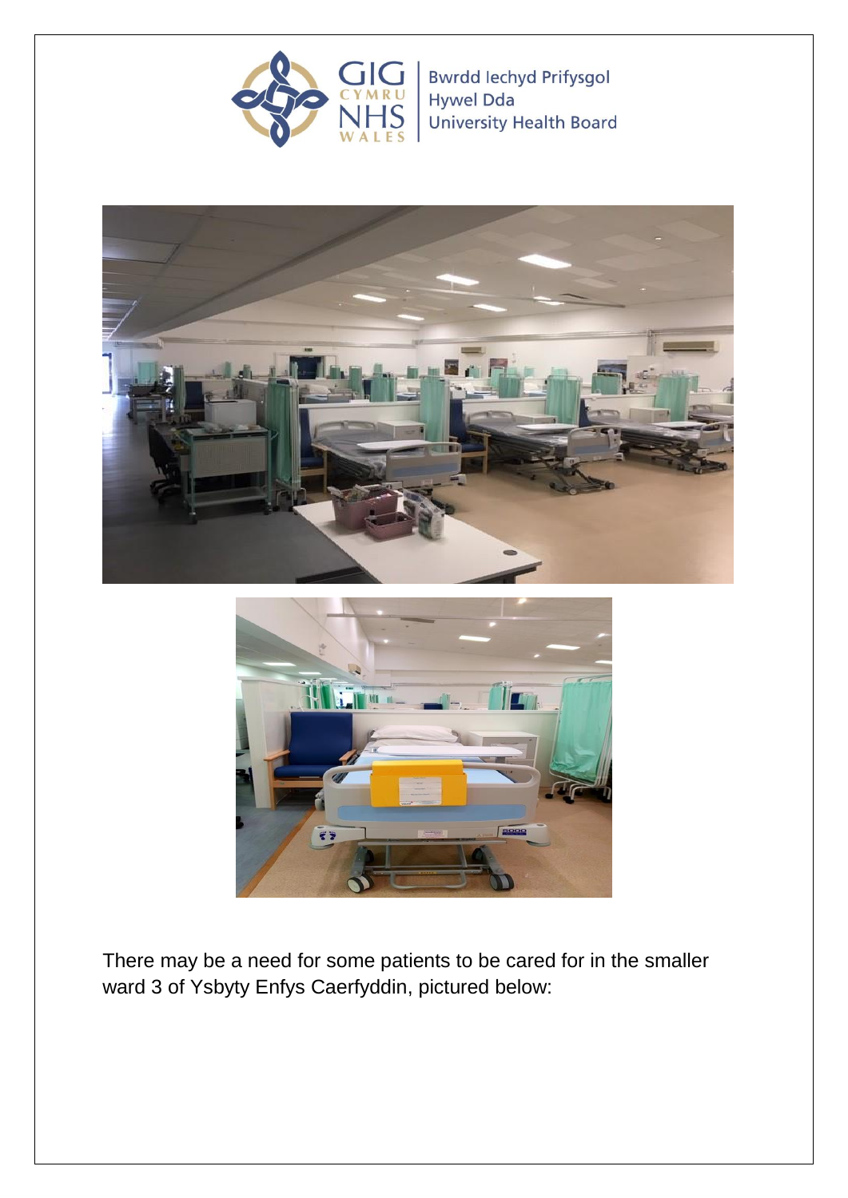There may be a need for some patients to be cared for in the smaller ward 3 of Ysbyty Enfys Caerfyddin, pictured below: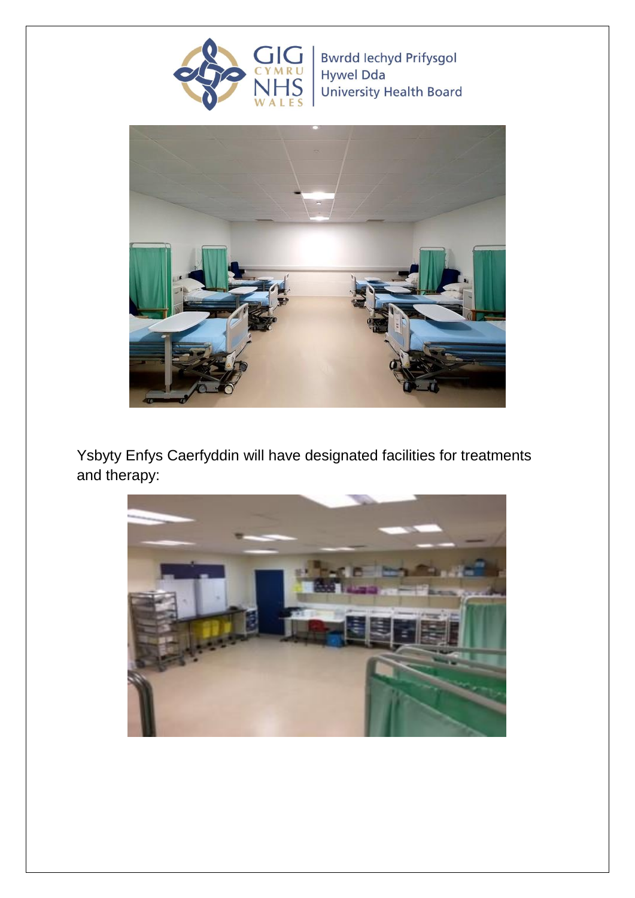Ysbyty Enfys Caerfyddin will have designated facilities for treatments and therapy: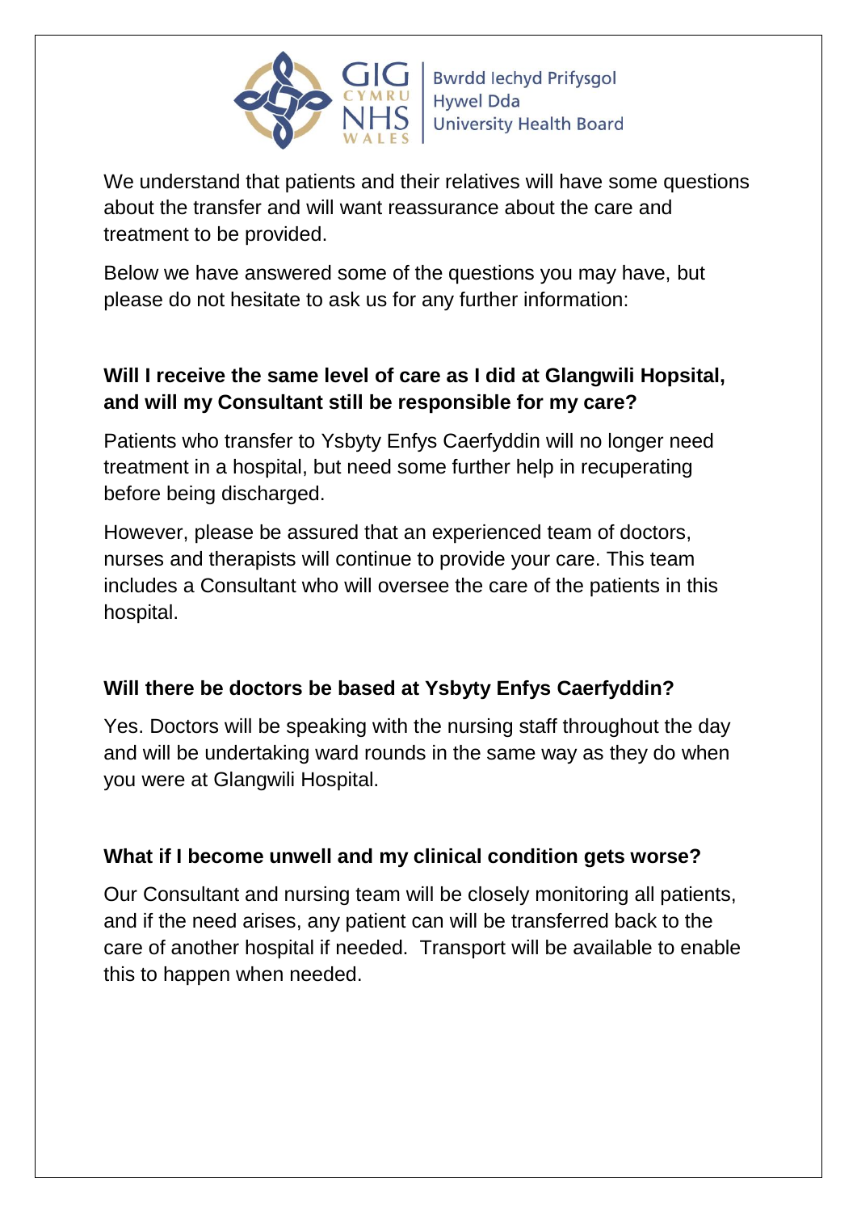We understand that patients and their relatives will have some questions about the transfer and will want reassurance about the care and treatment to be provided.

Below we have answered some of the questions you may have, but please do not hesitate to ask us for any further information:

**Will I receive the same level of care as I did at Glangwili Hopsital, and will my Consultant still be responsible for my care?**

Patients who transfer to Ysbyty Enfys Caerfyddin will no longer need treatment in a hospital, but need some further help in recuperating before being discharged.

However, please be assured that an experienced team of doctors, nurses and therapists will continue to provide your care. This team includes a Consultant who will oversee the care of the patients in this hospital.

**Will there be doctors be based at Ysbyty Enfys Caerfyddin?**

Yes. Doctors will be speaking with the nursing staff throughout the day and will be undertaking ward rounds in the same way as they do when you were at Glangwili Hospital.

**What if I become unwell and my clinical condition gets worse?**

Our Consultant and nursing team will be closely monitoring all patients, and if the need arises, any patient can will be transferred back to the care of another hospital if needed. Transport will be available to enable this to happen when needed.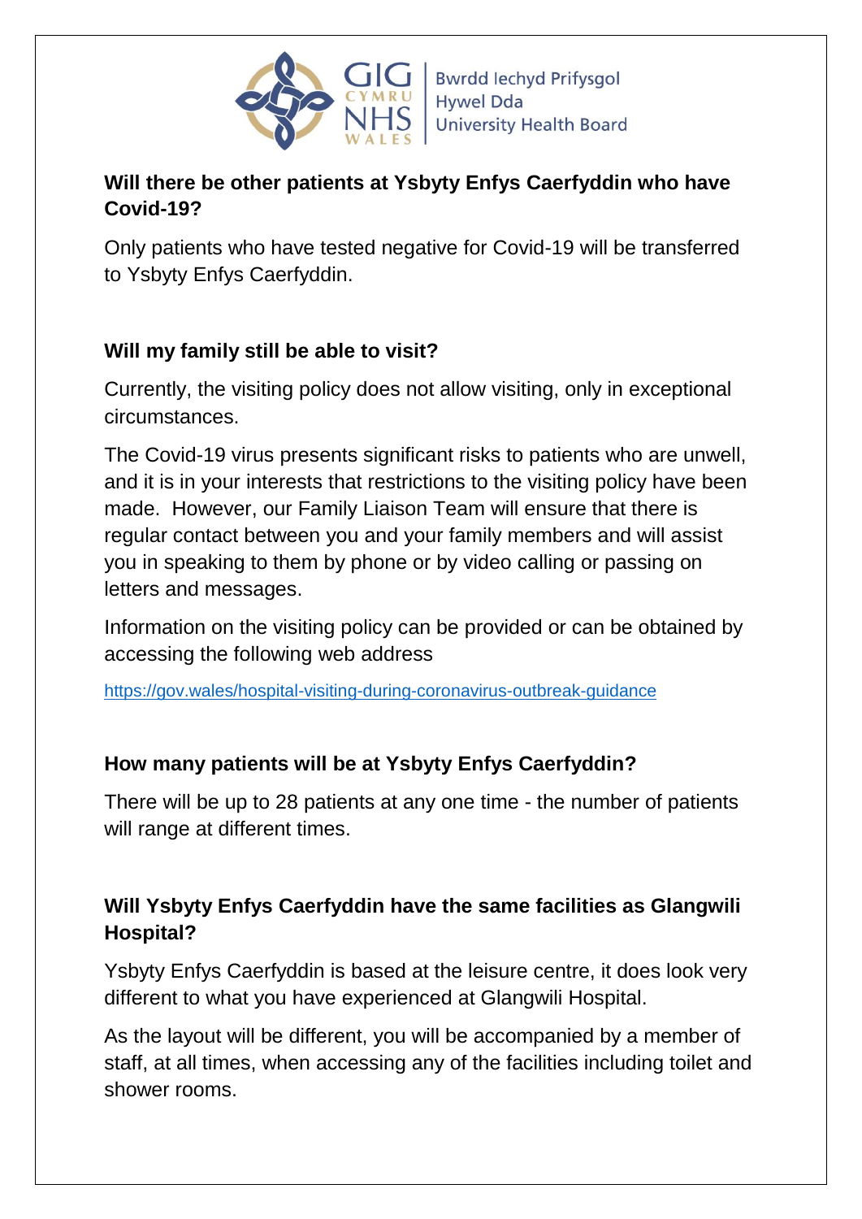**Will there be other patients at Ysbyty Enfys Caerfyddin who have Covid-19?**

Only patients who have tested negative for Covid-19 will be transferred to Ysbyty Enfys Caerfyddin.

**Will my family still be able to visit?**

Currently, the visiting policy does not allow visiting, only in exceptional circumstances.

The Covid-19 virus presents significant risks to patients who are unwell, and it is in your interests that restrictions to the visiting policy have been made. However, our Family Liaison Team will ensure that there is regular contact between you and your family members and will assist you in speaking to them by phone or by video calling or passing on letters and messages.

Information on the visiting policy can be provided or can be obtained by accessing the following web address

https://gov.wales/hospital-visiting-during-coronavirus-outbreak-guidance

**How many patients will be at Ysbyty Enfys Caerfyddin?**

There will be up to 28 patients at any one time - the number of patients will range at different times.

**Will Ysbyty Enfys Caerfyddin have the same facilities as Glangwili Hospital?**

Ysbyty Enfys Caerfyddin is based at the leisure centre, it does look very different to what you have experienced at Glangwili Hospital.

As the layout will be different, you will be accompanied by a member of staff, at all times, when accessing any of the facilities including toilet and shower rooms.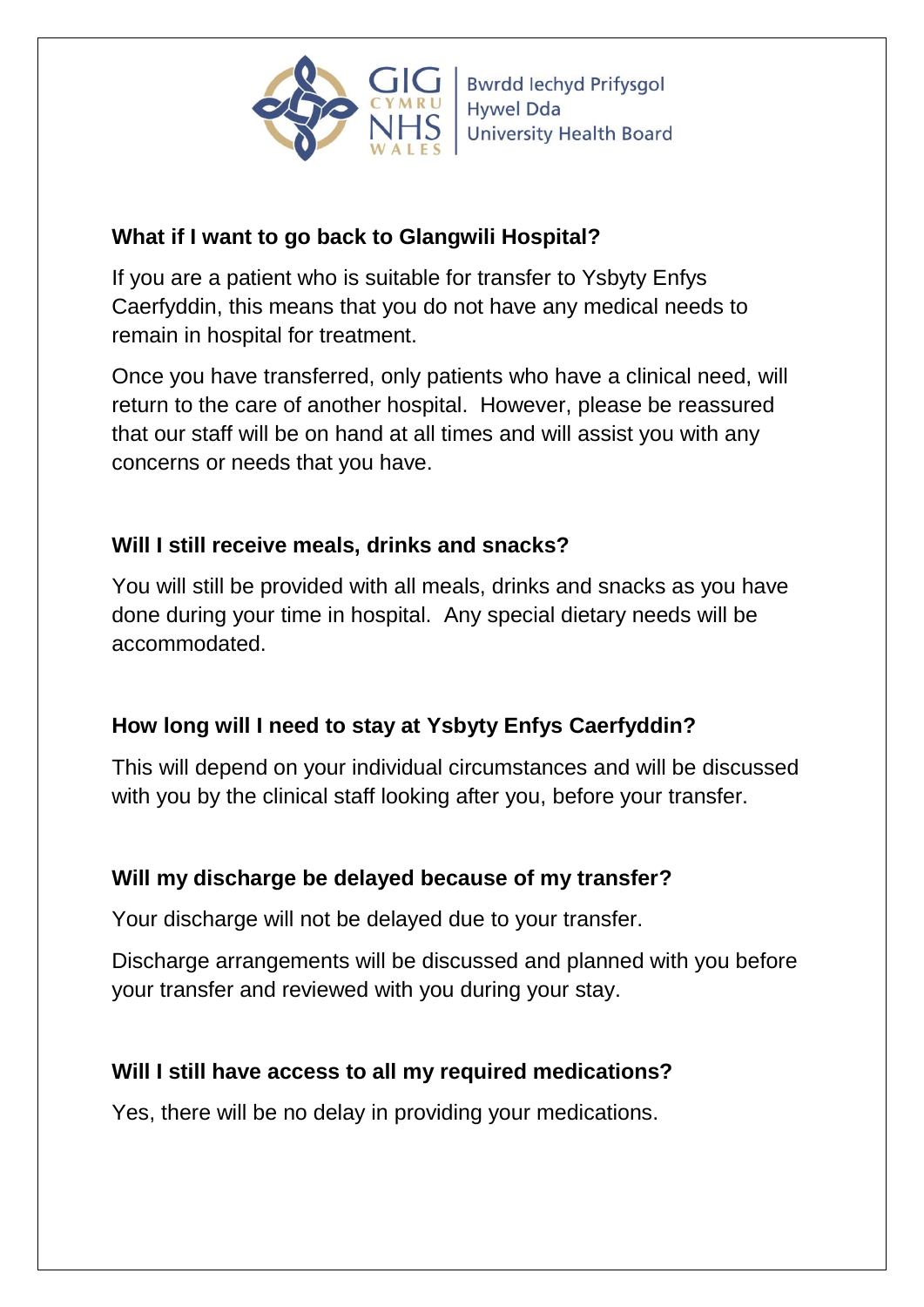## What if I want to go back to Glangwili Hospital?

If you are a patient who is suitable for transfer to Ysbyty Enfys Caerfyddin, this means that you do not have any medical needs to remain in hospital for treatment.

Once you have transferred, only patients who have a clinical need, will return to the care of another hospital. However, please be reassured that our staff will be on hand at all times and will assist you with any concerns or needs that you have.

## Will I still receive meals, drinks and snacks?

You will still be provided with all meals, drinks and snacks as you have done during your time in hospital. Any special dietary needs will be accommodated.

## How long will I need to stay at Ysbyty Enfys Caerfyddin?

This will depend on your individual circumstances and will be discussed with you by the clinical staff looking after you, before your transfer.

## Will my discharge be delayed because of my transfer?

Your discharge will not be delayed due to your transfer.

Discharge arrangements will be discussed and planned with you before your transfer and reviewed with you during your stay.

## Will I still have access to all my required medications?

Yes, there will be no delay in providing your medications.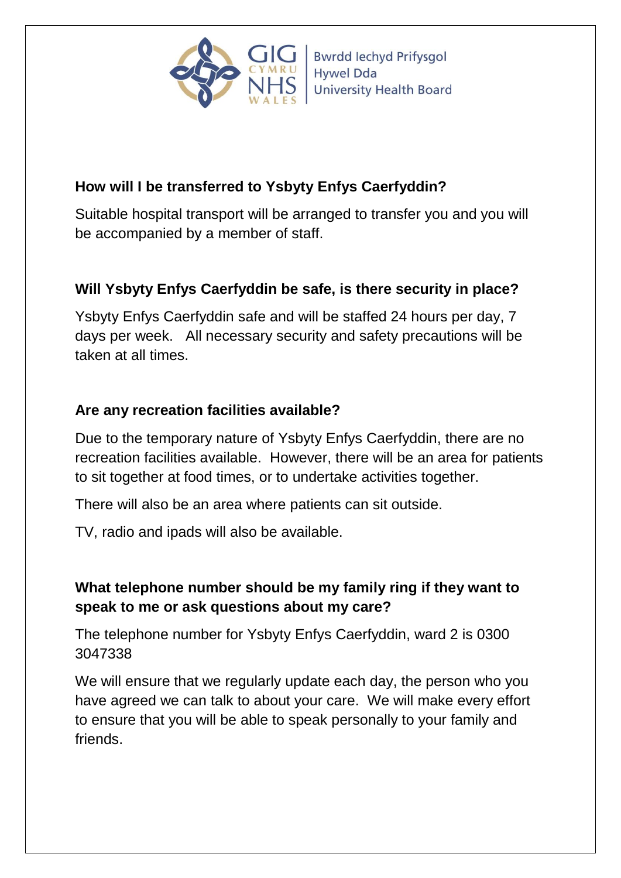**How will I be transferred to Ysbyty Enfys Caerfyddin?**

Suitable hospital transport will be arranged to transfer you and you will be accompanied by a member of staff.

**Will Ysbyty Enfys Caerfyddin be safe, is there security in place?**

Ysbyty Enfys Caerfyddin safe and will be staffed 24 hours per day, 7 days per week. All necessary security and safety precautions will be taken at all times.

**Are any recreation facilities available?**

Due to the temporary nature of Ysbyty Enfys Caerfyddin, there are no recreation facilities available. However, there will be an area for patients to sit together at food times, or to undertake activities together.

There will also be an area where patients can sit outside.

TV, radio and ipads will also be available.

**What telephone number should be my family ring if they want to speak to me or ask questions about my care?**

The telephone number for Ysbyty Enfys Caerfyddin, ward 2 is 0300 3047338

We will ensure that we regularly update each day, the person who you have agreed we can talk to about your care. We will make every effort to ensure that you will be able to speak personally to your family and friends.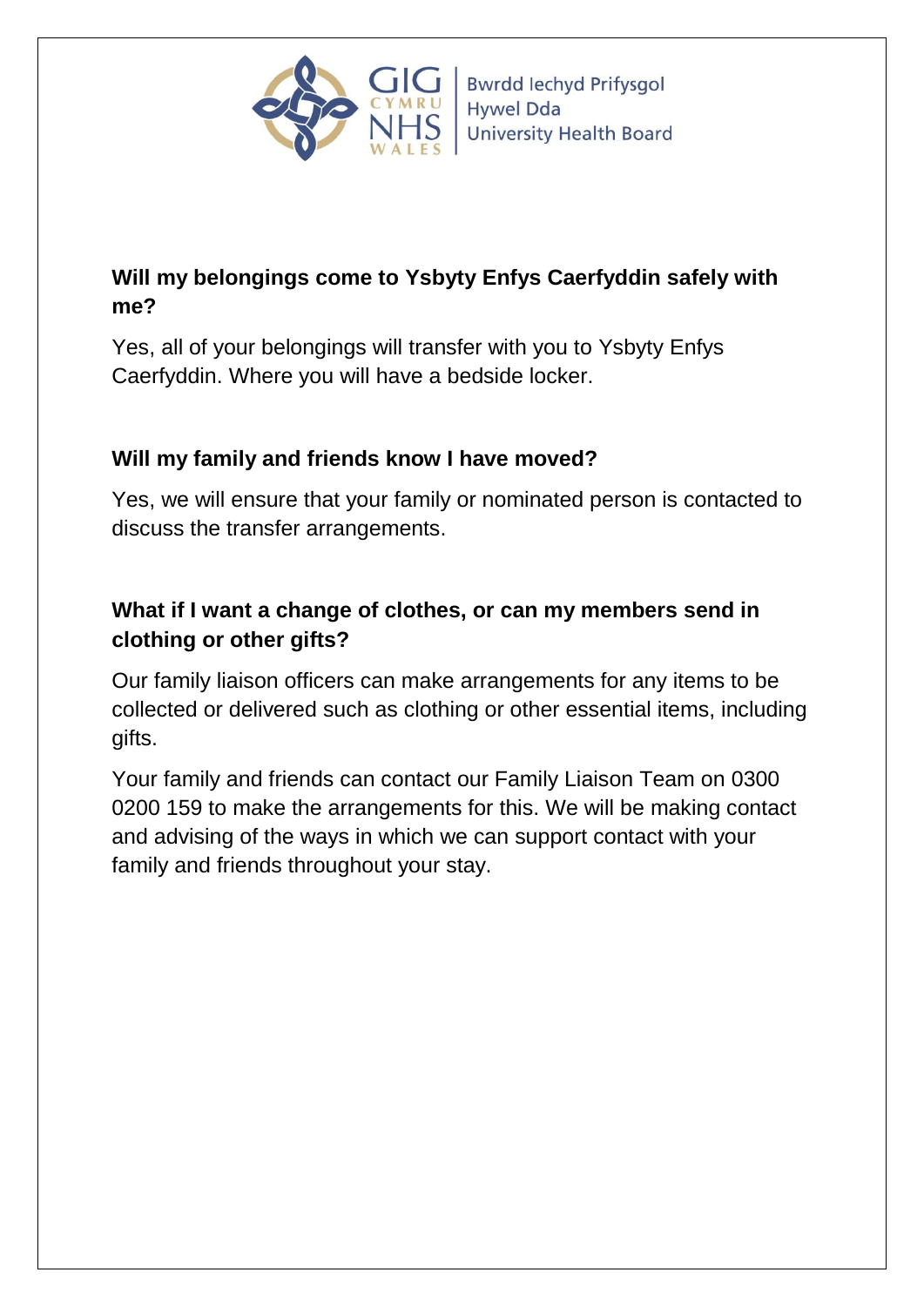**Will my belongings come to Ysbyty Enfys Caerfyddin safely with me?**

Yes, all of your belongings will transfer with you to Ysbyty Enfys Caerfyddin. Where you will have a bedside locker.

**Will my family and friends know I have moved?**

Yes, we will ensure that your family or nominated person is contacted to discuss the transfer arrangements.

**What if I want a change of clothes, or can my members send in clothing or other gifts?**

Our family liaison officers can make arrangements for any items to be collected or delivered such as clothing or other essential items, including gifts.

Your family and friends can contact our Family Liaison Team on 0300 0200 159 to make the arrangements for this. We will be making contact and advising of the ways in which we can support contact with your family and friends throughout your stay.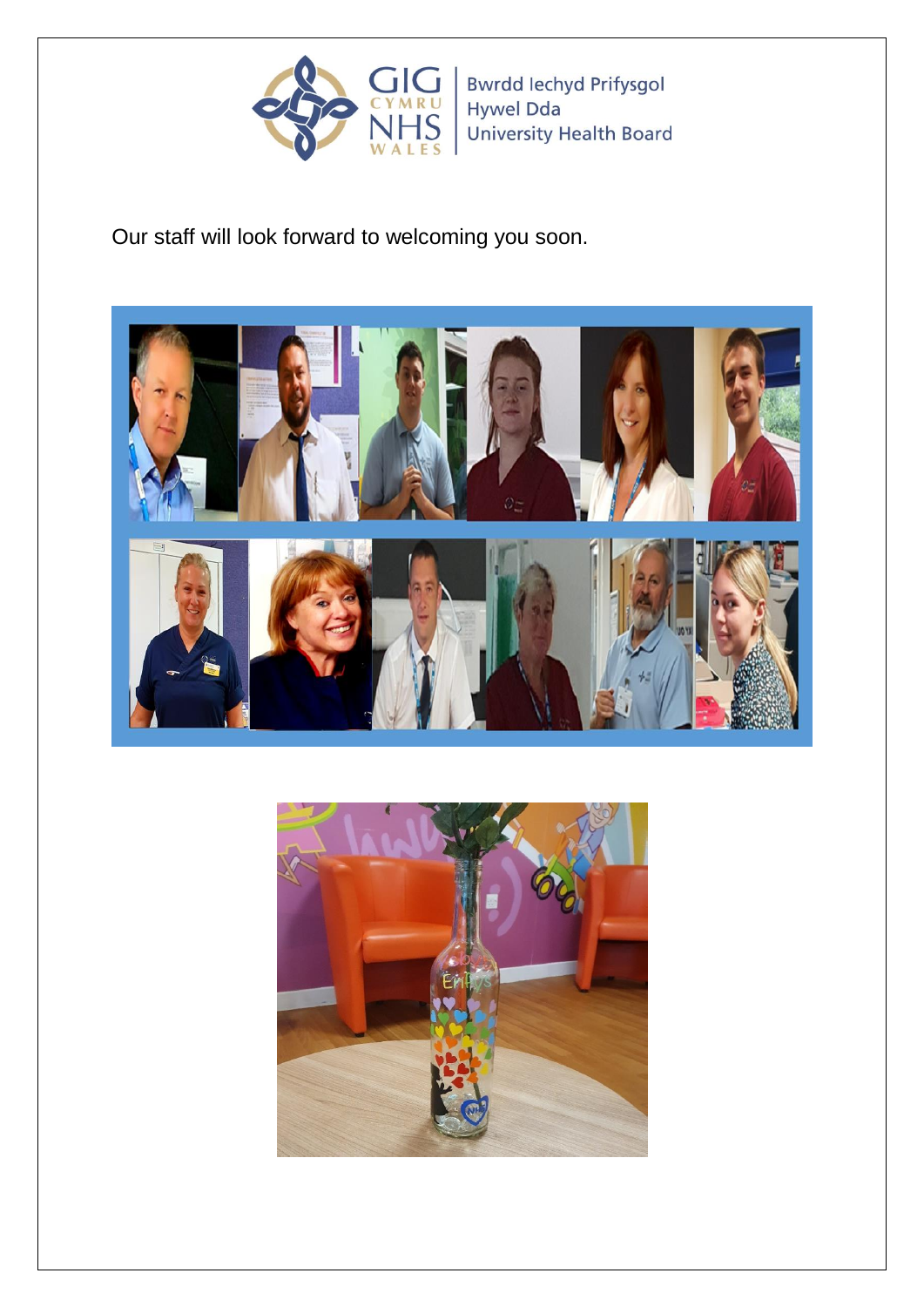Bwrdd Iechyd Prifysgol Hywel Dda University Health Board

Our staff will look forward to welcoming you soon.